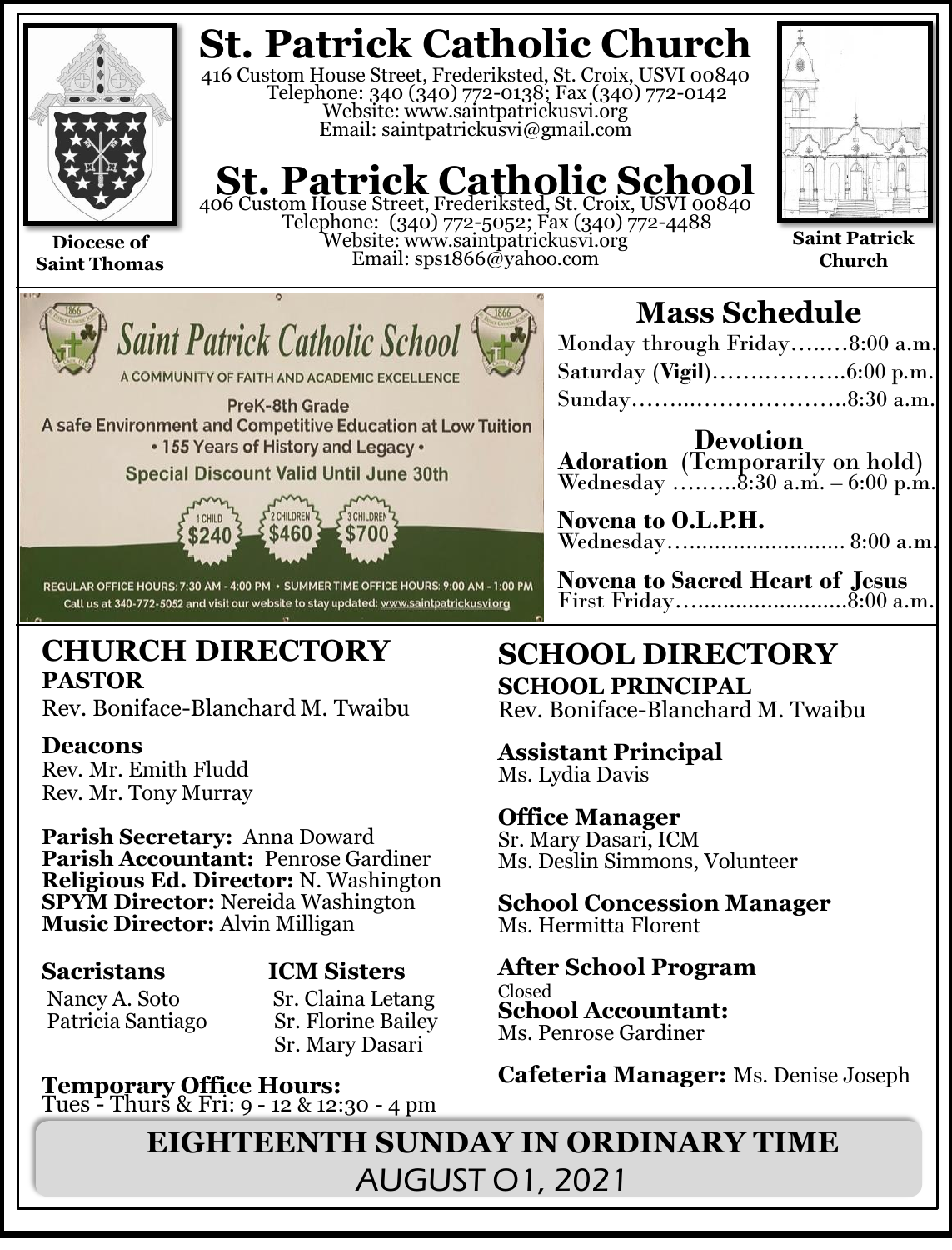# St. Patrick Catholic Church

416 Custom House Street, Frederiksted, St. Croix, USVI 00840
Telephone: 340 (340) 772-0138; Fax (340) 772-0142
Website: www.saintpatrickusvi.org
Email: saintpatrickusvi@gmail.com

# St. Patrick Catholic School

406 Custom House Street, Frederiksted, St. Croix, USVI 00840
Telephone: (340) 772-5052; Fax (340) 772-4488
Website: www.saintpatrickusvi.org
Email: sps1866@yahoo.com

**Diocese of Saint Thomas**

**Saint Patrick Church**

## Saint Patrick Catholic School

A COMMUNITY OF FAITH AND ACADEMIC EXCELLENCE

PreK-8th Grade
A safe Environment and Competitive Education at Low Tuition
• 155 Years of History and Legacy •
Special Discount Valid Until June 30th

1 CHILD $240 | 2 CHILDREN $460 | 3 CHILDREN $700

REGULAR OFFICE HOURS: 7:30 AM - 4:00 PM • SUMMER TIME OFFICE HOURS: 9:00 AM - 1:00 PM
Call us at 340-772-5052 and visit our website to stay updated: www.saintpatrickusvi.org

## Mass Schedule

Monday through Friday……..8:00 a.m.
Saturday (**Vigil**)………………6:00 p.m.
Sunday…………………………8:30 a.m.

### Devotion

**Adoration** (Temporarily on hold)
Wednesday ………8:30 a.m. – 6:00 p.m.

**Novena to O.L.P.H.**
Wednesday………………………. 8:00 a.m.

**Novena to Sacred Heart of Jesus**
First Friday………………………8:00 a.m.

## CHURCH DIRECTORY

**PASTOR**
Rev. Boniface-Blanchard M. Twaibu

**Deacons**
Rev. Mr. Emith Fludd
Rev. Mr. Tony Murray

**Parish Secretary:** Anna Doward
**Parish Accountant:** Penrose Gardiner
**Religious Ed. Director:** N. Washington
**SPYM Director:** Nereida Washington
**Music Director:** Alvin Milligan

**Sacristans**
Nancy A. Soto
Patricia Santiago

**ICM Sisters**
Sr. Claina Letang
Sr. Florine Bailey
Sr. Mary Dasari

**Temporary Office Hours:**
Tues - Thurs & Fri: 9 - 12 & 12:30 - 4 pm

## SCHOOL DIRECTORY

**SCHOOL PRINCIPAL**
Rev. Boniface-Blanchard M. Twaibu

**Assistant Principal**
Ms. Lydia Davis

**Office Manager**
Sr. Mary Dasari, ICM
Ms. Deslin Simmons, Volunteer

**School Concession Manager**
Ms. Hermitta Florent

**After School Program**
Closed

**School Accountant:**
Ms. Penrose Gardiner

**Cafeteria Manager:** Ms. Denise Joseph

## EIGHTEENTH SUNDAY IN ORDINARY TIME

AUGUST 01, 2021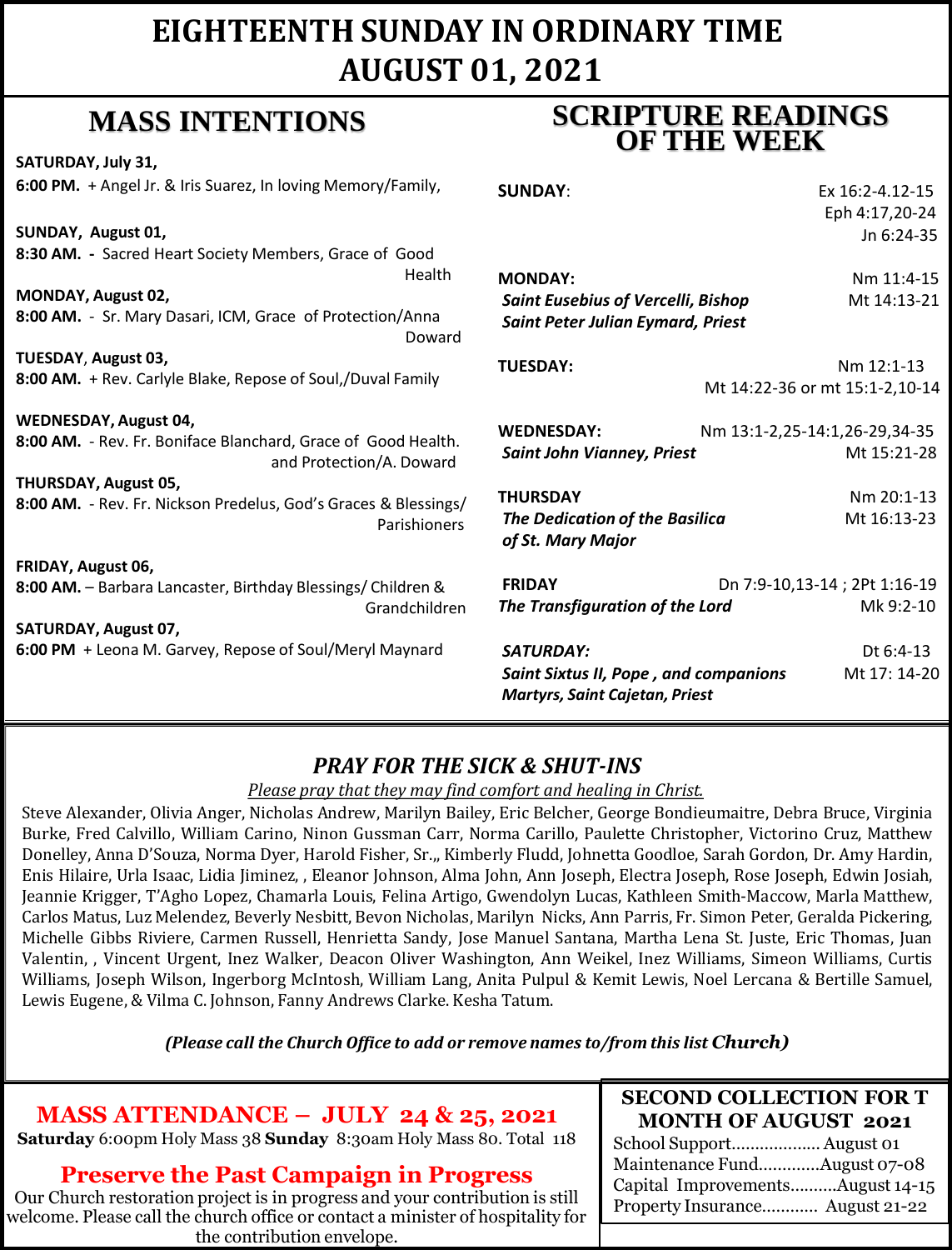# EIGHTEENTH SUNDAY IN ORDINARY TIME
# AUGUST 01, 2021

## MASS INTENTIONS

**SATURDAY, July 31,**
**6:00 PM.** + Angel Jr. & Iris Suarez, In loving Memory/Family,

**SUNDAY, August 01,**
**8:30 AM. -** Sacred Heart Society Members, Grace of Good Health

**MONDAY, August 02,**
**8:00 AM.** - Sr. Mary Dasari, ICM, Grace of Protection/Anna Doward

**TUESDAY, August 03,**
**8:00 AM.** + Rev. Carlyle Blake, Repose of Soul,/Duval Family

**WEDNESDAY, August 04,**
**8:00 AM.** - Rev. Fr. Boniface Blanchard, Grace of Good Health. and Protection/A. Doward

**THURSDAY, August 05,**
**8:00 AM.** - Rev. Fr. Nickson Predelus, God's Graces & Blessings/ Parishioners

**FRIDAY, August 06,**
**8:00 AM.** – Barbara Lancaster, Birthday Blessings/ Children & Grandchildren

**SATURDAY, August 07,**
**6:00 PM** + Leona M. Garvey, Repose of Soul/Meryl Maynard

## SCRIPTURE READINGS OF THE WEEK

**SUNDAY**: Ex 16:2-4.12-15; Eph 4:17,20-24; Jn 6:24-35

**MONDAY:** Nm 11:4-15; Mt 14:13-21
*Saint Eusebius of Vercelli, Bishop*
*Saint Peter Julian Eymard, Priest*

**TUESDAY:** Nm 12:1-13; Mt 14:22-36 or mt 15:1-2,10-14

**WEDNESDAY:** Nm 13:1-2,25-14:1,26-29,34-35; Mt 15:21-28
*Saint John Vianney, Priest*

**THURSDAY** Nm 20:1-13; Mt 16:13-23
*The Dedication of the Basilica of St. Mary Major*

**FRIDAY** Dn 7:9-10,13-14 ; 2Pt 1:16-19; Mk 9:2-10
*The Transfiguration of the Lord*

***SATURDAY:*** Dt 6:4-13; Mt 17: 14-20
*Saint Sixtus II, Pope , and companions Martyrs, Saint Cajetan, Priest*

### *PRAY FOR THE SICK & SHUT-INS*

*Please pray that they may find comfort and healing in Christ.*

Steve Alexander, Olivia Anger, Nicholas Andrew, Marilyn Bailey, Eric Belcher, George Bondieumaitre, Debra Bruce, Virginia Burke, Fred Calvillo, William Carino, Ninon Gussman Carr, Norma Carillo, Paulette Christopher, Victorino Cruz, Matthew Donelley, Anna D'Souza, Norma Dyer, Harold Fisher, Sr.,, Kimberly Fludd, Johnetta Goodloe, Sarah Gordon, Dr. Amy Hardin, Enis Hilaire, Urla Isaac, Lidia Jiminez, , Eleanor Johnson, Alma John, Ann Joseph, Electra Joseph, Rose Joseph, Edwin Josiah, Jeannie Krigger, T'Agho Lopez, Chamarla Louis, Felina Artigo, Gwendolyn Lucas, Kathleen Smith-Maccow, Marla Matthew, Carlos Matus, Luz Melendez, Beverly Nesbitt, Bevon Nicholas, Marilyn Nicks, Ann Parris, Fr. Simon Peter, Geralda Pickering, Michelle Gibbs Riviere, Carmen Russell, Henrietta Sandy, Jose Manuel Santana, Martha Lena St. Juste, Eric Thomas, Juan Valentin, , Vincent Urgent, Inez Walker, Deacon Oliver Washington, Ann Weikel, Inez Williams, Simeon Williams, Curtis Williams, Joseph Wilson, Ingerborg McIntosh, William Lang, Anita Pulpul & Kemit Lewis, Noel Lercana & Bertille Samuel, Lewis Eugene, & Vilma C. Johnson, Fanny Andrews Clarke. Kesha Tatum.

***(Please call the Church Office to add or remove names to/from this list Church)***

## MASS ATTENDANCE – JULY 24 & 25, 2021

**Saturday** 6:00pm Holy Mass 38 **Sunday** 8:30am Holy Mass 80. Total 118

## Preserve the Past Campaign in Progress

Our Church restoration project is in progress and your contribution is still welcome. Please call the church office or contact a minister of hospitality for the contribution envelope.

## SECOND COLLECTION FOR T MONTH OF AUGUST 2021

School Support.................. August 01
Maintenance Fund.............August 07-08
Capital Improvements..........August 14-15
Property Insurance............ August 21-22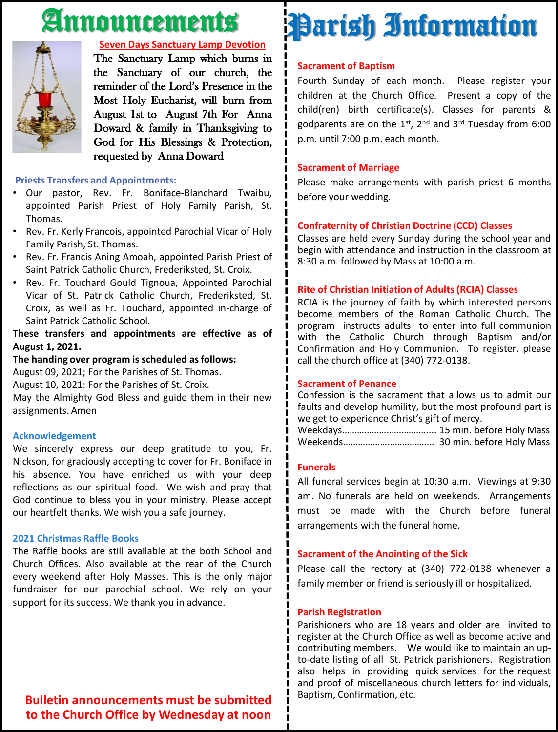# Announcements

**Seven Days Sanctuary Lamp Devotion**

The Sanctuary Lamp which burns in the Sanctuary of our church, the reminder of the Lord's Presence in the Most Holy Eucharist, will burn from August 1st to August 7th For Anna Doward & family in Thanksgiving to God for His Blessings & Protection, requested by Anna Doward

### Priests Transfers and Appointments:

- Our pastor, Rev. Fr. Boniface-Blanchard Twaibu, appointed Parish Priest of Holy Family Parish, St. Thomas.
- Rev. Fr. Kerly Francois, appointed Parochial Vicar of Holy Family Parish, St. Thomas.
- Rev. Fr. Francis Aning Amoah, appointed Parish Priest of Saint Patrick Catholic Church, Frederiksted, St. Croix.
- Rev. Fr. Touchard Gould Tignoua, Appointed Parochial Vicar of St. Patrick Catholic Church, Frederiksted, St. Croix, as well as Fr. Touchard, appointed in-charge of Saint Patrick Catholic School.

**These transfers and appointments are effective as of August 1, 2021.**

**The handing over program is scheduled as follows:**

August 09, 2021; For the Parishes of St. Thomas.
August 10, 2021: For the Parishes of St. Croix.

May the Almighty God Bless and guide them in their new assignments. Amen

### Acknowledgement

We sincerely express our deep gratitude to you, Fr. Nickson, for graciously accepting to cover for Fr. Boniface in his absence. You have enriched us with your deep reflections as our spiritual food. We wish and pray that God continue to bless you in your ministry. Please accept our heartfelt thanks. We wish you a safe journey.

### 2021 Christmas Raffle Books

The Raffle books are still available at the both School and Church Offices. Also available at the rear of the Church every weekend after Holy Masses. This is the only major fundraiser for our parochial school. We rely on your support for its success. We thank you in advance.

**Bulletin announcements must be submitted to the Church Office by Wednesday at noon**

# Parish Information

### Sacrament of Baptism

Fourth Sunday of each month. Please register your children at the Church Office. Present a copy of the child(ren) birth certificate(s). Classes for parents & godparents are on the 1st, 2nd and 3rd Tuesday from 6:00 p.m. until 7:00 p.m. each month.

### Sacrament of Marriage

Please make arrangements with parish priest 6 months before your wedding.

### Confraternity of Christian Doctrine (CCD) Classes

Classes are held every Sunday during the school year and begin with attendance and instruction in the classroom at 8:30 a.m. followed by Mass at 10:00 a.m.

### Rite of Christian Initiation of Adults (RCIA) Classes

RCIA is the journey of faith by which interested persons become members of the Roman Catholic Church. The program instructs adults to enter into full communion with the Catholic Church through Baptism and/or Confirmation and Holy Communion. To register, please call the church office at (340) 772-0138.

### Sacrament of Penance

Confession is the sacrament that allows us to admit our faults and develop humility, but the most profound part is we get to experience Christ's gift of mercy.

Weekdays…………………………….... 15 min. before Holy Mass
Weekends……………………………… 30 min. before Holy Mass

### Funerals

All funeral services begin at 10:30 a.m. Viewings at 9:30 am. No funerals are held on weekends. Arrangements must be made with the Church before funeral arrangements with the funeral home.

### Sacrament of the Anointing of the Sick

Please call the rectory at (340) 772-0138 whenever a family member or friend is seriously ill or hospitalized.

### Parish Registration

Parishioners who are 18 years and older are invited to register at the Church Office as well as become active and contributing members. We would like to maintain an up-to-date listing of all St. Patrick parishioners. Registration also helps in providing quick services for the request and proof of miscellaneous church letters for individuals, Baptism, Confirmation, etc.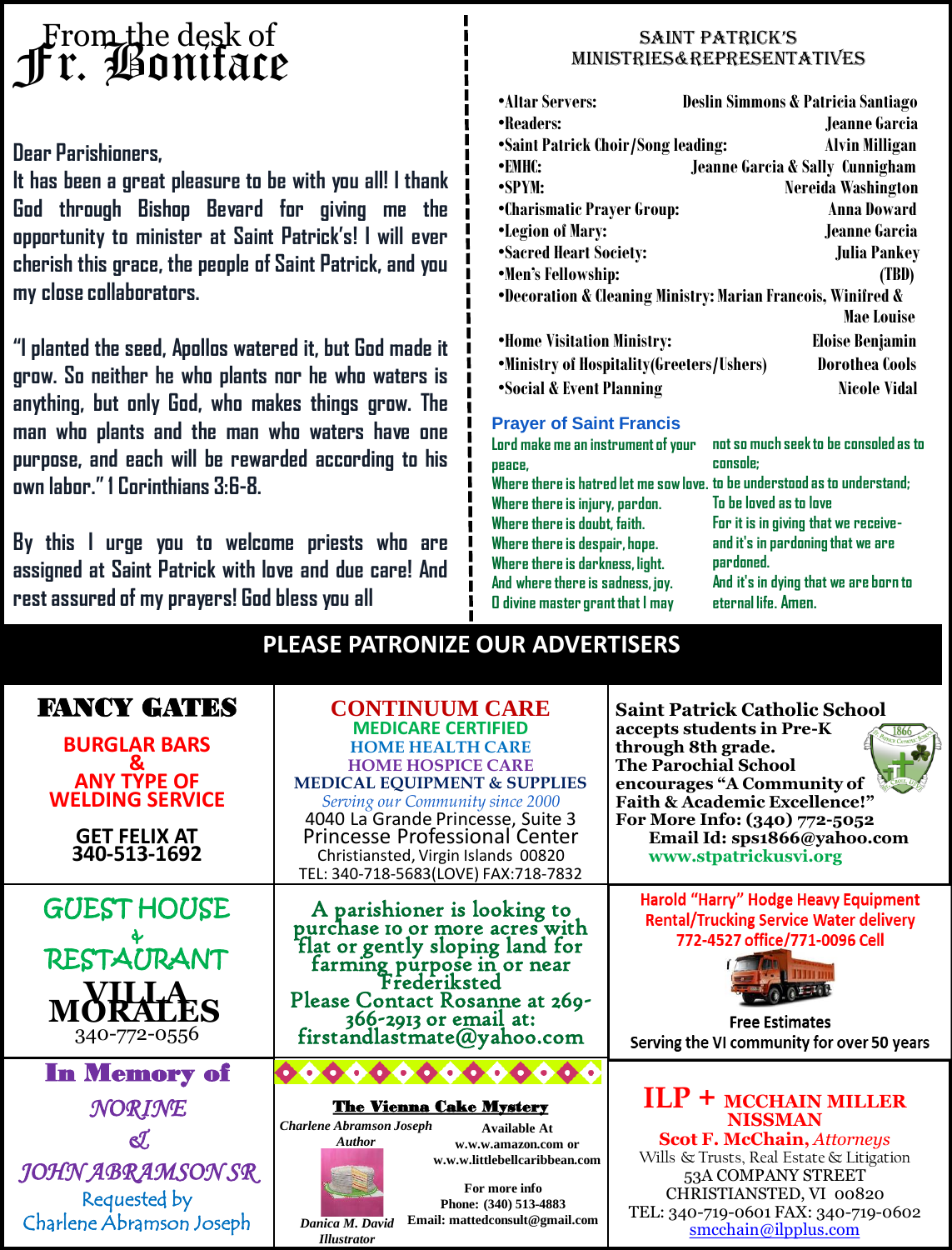# From the desk of Fr. Boniface

**Dear Parishioners,**

**It has been a great pleasure to be with you all! I thank God through Bishop Bevard for giving me the opportunity to minister at Saint Patrick's! I will ever cherish this grace, the people of Saint Patrick, and you my close collaborators.**

**"I planted the seed, Apollos watered it, but God made it grow. So neither he who plants nor he who waters is anything, but only God, who makes things grow. The man who plants and the man who waters have one purpose, and each will be rewarded according to his own labor." 1 Corinthians 3:6-8.**

**By this I urge you to welcome priests who are assigned at Saint Patrick with love and due care! And rest assured of my prayers! God bless you all**

## SAINT PATRICK'S MINISTRIES & REPRESENTATIVES

- **Altar Servers:** Deslin Simmons & Patricia Santiago
- **Readers:** Jeanne Garcia
- **Saint Patrick Choir/Song leading:** Alvin Milligan
- **EMHC:** Jeanne Garcia & Sally Cunningham
- **SPYM:** Nereida Washington
- **Charismatic Prayer Group:** Anna Doward
- **Legion of Mary:** Jeanne Garcia
- **Sacred Heart Society:** Julia Pankey
- **Men's Fellowship:** (TBD)
- **Decoration & Cleaning Ministry:** Marian Francois, Winifred & Mae Louise
- **Home Visitation Ministry:** Eloise Benjamin
- **Ministry of Hospitality(Greeters/Ushers)** Dorothea Cools
- **Social & Event Planning** Nicole Vidal

### Prayer of Saint Francis

Lord make me an instrument of your peace,
Where there is hatred let me sow love.
Where there is injury, pardon.
Where there is doubt, faith.
Where there is despair, hope.
Where there is darkness, light.
And where there is sadness, joy.
O divine master grant that I may not so much seek to be consoled as to console;
to be understood as to understand;
To be loved as to love
For it is in giving that we receive-
and it's in pardoning that we are pardoned.
And it's in dying that we are born to eternal life. Amen.

## PLEASE PATRONIZE OUR ADVERTISERS

**FANCY GATES**
**BURGLAR BARS & ANY TYPE OF WELDING SERVICE**
**GET FELIX AT 340-513-1692**

**CONTINUUM CARE**
**MEDICARE CERTIFIED**
**HOME HEALTH CARE**
**HOME HOSPICE CARE**
**MEDICAL EQUIPMENT & SUPPLIES**
*Serving our Community since 2000*
4040 La Grande Princesse, Suite 3
Princesse Professional Center
Christiansted, Virgin Islands 00820
TEL: 340-718-5683(LOVE) FAX:718-7832

**Saint Patrick Catholic School accepts students in Pre-K through 8th grade.**
**The Parochial School encourages "A Community of Faith & Academic Excellence!"**
**For More Info: (340) 772-5052**
**Email Id: sps1866@yahoo.com**
**www.stpatrickusvi.org**

GUEST HOUSE & RESTAURANT
**VILLA MORALES**
340-772-0556

A parishioner is looking to purchase 10 or more acres with flat or gently sloping land for farming purpose in or near Frederiksted
Please Contact Rosanne at 269-366-2913 or email at: firstandlastmate@yahoo.com

**Harold "Harry" Hodge Heavy Equipment Rental/Trucking Service Water delivery**
**772-4527 office/771-0096 Cell**
**Free Estimates**
**Serving the VI community for over 50 years**

**In Memory of**
*NORINE & JOHN ABRAMSON SR*
Requested by Charlene Abramson Joseph

**The Vienna Cake Mystery**
*Charlene Abramson Joseph Author*
*Danica M. David Illustrator*
**Available At w.w.w.amazon.com or w.w.w.littlebellcaribbean.com**
**For more info**
**Phone: (340) 513-4883**
**Email: mattedconsult@gmail.com**

**ILP + MCCHAIN MILLER NISSMAN**
**Scot F. McChain,** *Attorneys*
Wills & Trusts, Real Estate & Litigation
53A COMPANY STREET
CHRISTIANSTED, VI 00820
TEL: 340-719-0601 FAX: 340-719-0602
smcchain@ilpplus.com